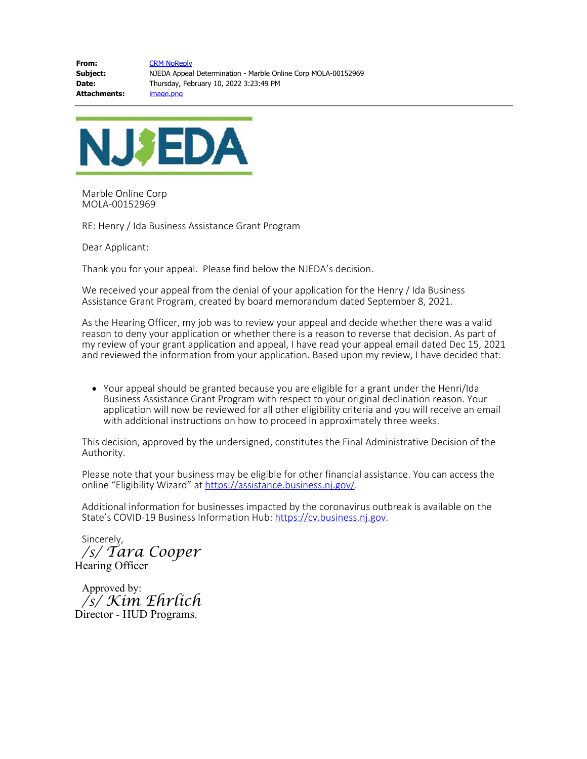**From:** CRM NoReply
**Subject:** NJEDA Appeal Determination - Marble Online Corp MOLA-00152969
**Date:** Thursday, February 10, 2022 3:23:49 PM
**Attachments:** image.png

---

NJEDA

Marble Online Corp
MOLA-00152969

RE: Henry / Ida Business Assistance Grant Program

Dear Applicant:

Thank you for your appeal. Please find below the NJEDA's decision.

We received your appeal from the denial of your application for the Henry / Ida Business Assistance Grant Program, created by board memorandum dated September 8, 2021.

As the Hearing Officer, my job was to review your appeal and decide whether there was a valid reason to deny your application or whether there is a reason to reverse that decision. As part of my review of your grant application and appeal, I have read your appeal email dated Dec 15, 2021 and reviewed the information from your application. Based upon my review, I have decided that:

- Your appeal should be granted because you are eligible for a grant under the Henri/Ida Business Assistance Grant Program with respect to your original declination reason. Your application will now be reviewed for all other eligibility criteria and you will receive an email with additional instructions on how to proceed in approximately three weeks.

This decision, approved by the undersigned, constitutes the Final Administrative Decision of the Authority.

Please note that your business may be eligible for other financial assistance. You can access the online "Eligibility Wizard" at https://assistance.business.nj.gov/.

Additional information for businesses impacted by the coronavirus outbreak is available on the State's COVID-19 Business Information Hub: https://cv.business.nj.gov.

Sincerely,
*/s/ Tara Cooper*
Hearing Officer

Approved by:
*/s/ Kim Ehrlich*
Director - HUD Programs.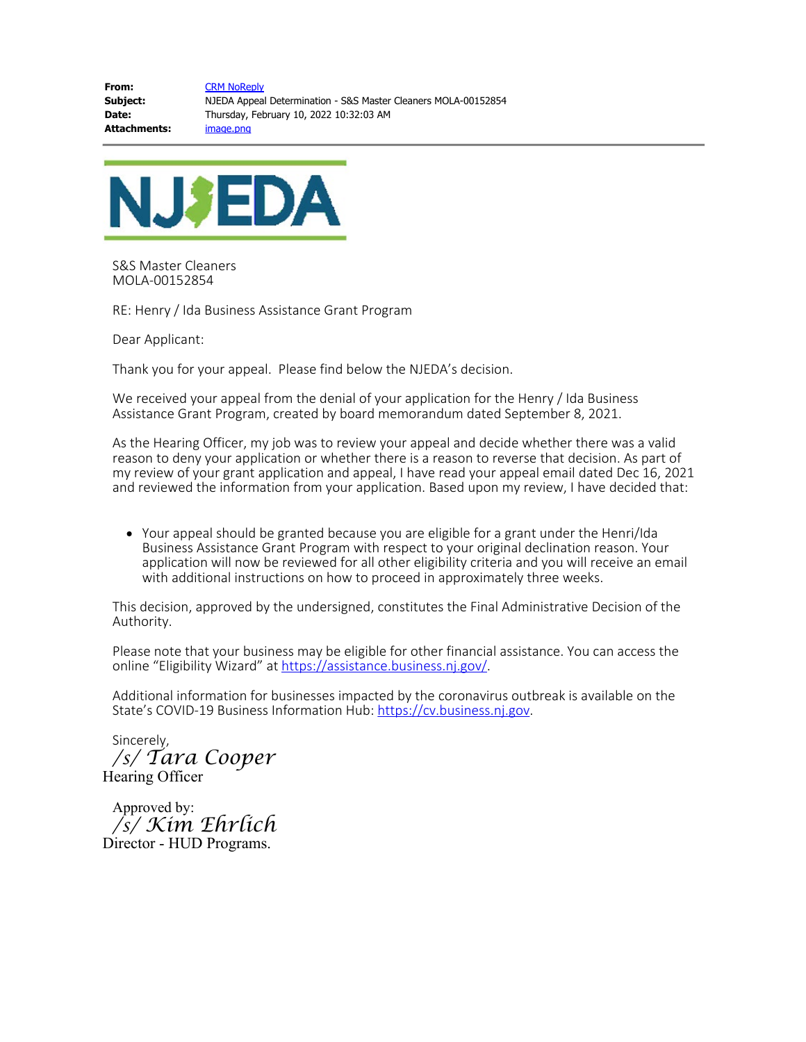**From:** CRM NoReply
**Subject:** NJEDA Appeal Determination - S&S Master Cleaners MOLA-00152854
**Date:** Thursday, February 10, 2022 10:32:03 AM
**Attachments:** image.png

---

NJEDA

S&S Master Cleaners
MOLA-00152854

RE: Henry / Ida Business Assistance Grant Program

Dear Applicant:

Thank you for your appeal. Please find below the NJEDA's decision.

We received your appeal from the denial of your application for the Henry / Ida Business Assistance Grant Program, created by board memorandum dated September 8, 2021.

As the Hearing Officer, my job was to review your appeal and decide whether there was a valid reason to deny your application or whether there is a reason to reverse that decision. As part of my review of your grant application and appeal, I have read your appeal email dated Dec 16, 2021 and reviewed the information from your application. Based upon my review, I have decided that:

- Your appeal should be granted because you are eligible for a grant under the Henri/Ida Business Assistance Grant Program with respect to your original declination reason. Your application will now be reviewed for all other eligibility criteria and you will receive an email with additional instructions on how to proceed in approximately three weeks.

This decision, approved by the undersigned, constitutes the Final Administrative Decision of the Authority.

Please note that your business may be eligible for other financial assistance. You can access the online "Eligibility Wizard" at https://assistance.business.nj.gov/.

Additional information for businesses impacted by the coronavirus outbreak is available on the State's COVID-19 Business Information Hub: https://cv.business.nj.gov.

Sincerely,
*/s/ Tara Cooper*
Hearing Officer

Approved by:
*/s/ Kim Ehrlich*
Director - HUD Programs.